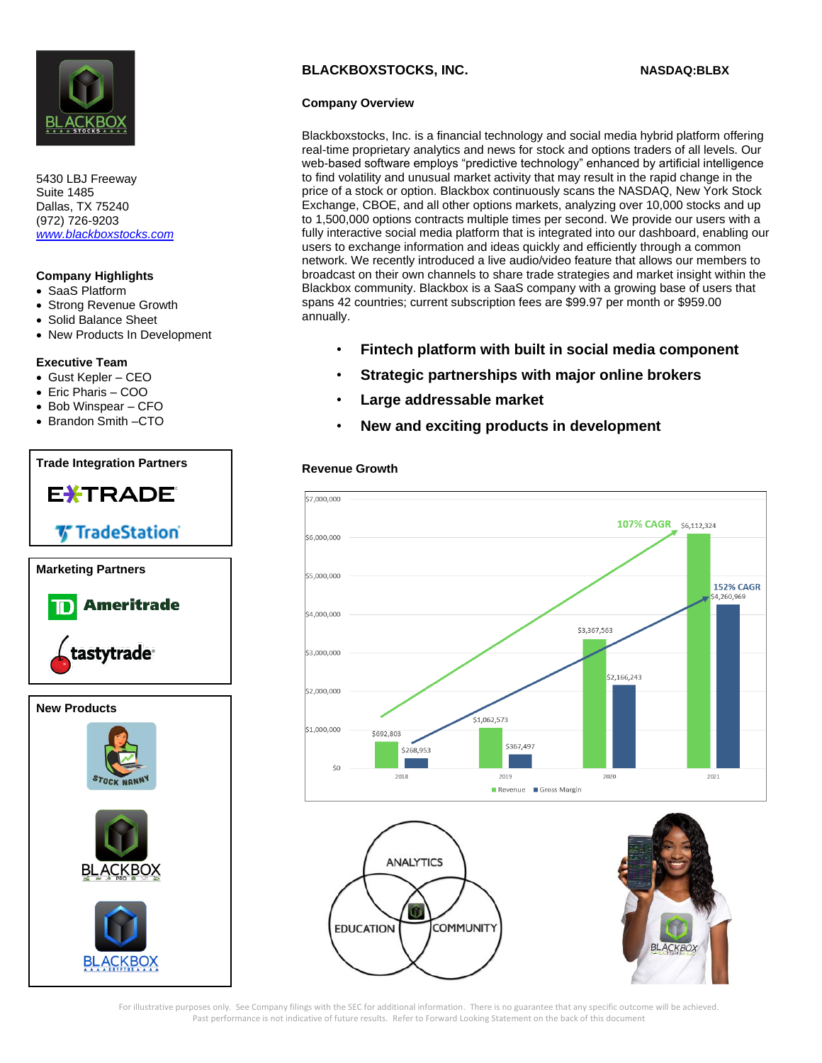# BLACKBOXSTOCKS, INC. NASDAQ:BLBX

5430 LBJ Freeway
Suite 1485
Dallas, TX 75240
(972) 726-9203
www.blackboxstocks.com

## Company Highlights

- SaaS Platform
- Strong Revenue Growth
- Solid Balance Sheet
- New Products In Development

## Executive Team

- Gust Kepler – CEO
- Eric Paris – COO
- Bob Winspear – CFO
- Brandon Smith –CTO

## Trade Integration Partners

E*TRADE

TradeStation

## Marketing Partners

TD Ameritrade

tastytrade

## New Products

STOCK NANNY

BLACKBOX PRO

BLACKBOX CRYPTOS

## Company Overview

Blackboxstocks, Inc. is a financial technology and social media hybrid platform offering real-time proprietary analytics and news for stock and options traders of all levels. Our web-based software employs "predictive technology" enhanced by artificial intelligence to find volatility and unusual market activity that may result in the rapid change in the price of a stock or option. Blackbox continuously scans the NASDAQ, New York Stock Exchange, CBOE, and all other options markets, analyzing over 10,000 stocks and up to 1,500,000 options contracts multiple times per second. We provide our users with a fully interactive social media platform that is integrated into our dashboard, enabling our users to exchange information and ideas quickly and efficiently through a common network. We recently introduced a live audio/video feature that allows our members to broadcast on their own channels to share trade strategies and market insight within the Blackbox community. Blackbox is a SaaS company with a growing base of users that spans 42 countries; current subscription fees are $99.97 per month or $959.00 annually.

- **Fintech platform with built in social media component**
- **Strategic partnerships with major online brokers**
- **Large addressable market**
- **New and exciting products in development**

## Revenue Growth

| Year | Revenue | Gross Margin |
|---|---|---|
| 2018 | $692,803 | $268,953 |
| 2019 | $1,062,573 | $367,497 |
| 2020 | $3,367,563 | $2,166,243 |
| 2021 | $6,112,324 | $4,260,969 |

Revenue: 107% CAGR; Gross Margin: 152% CAGR

ANALYTICS · EDUCATION · COMMUNITY

For illustrative purposes only. See Company filings with the SEC for additional information. There is no guarantee that any specific outcome will be achieved. Past performance is not indicative of future results. Refer to Forward Looking Statement on the back of this document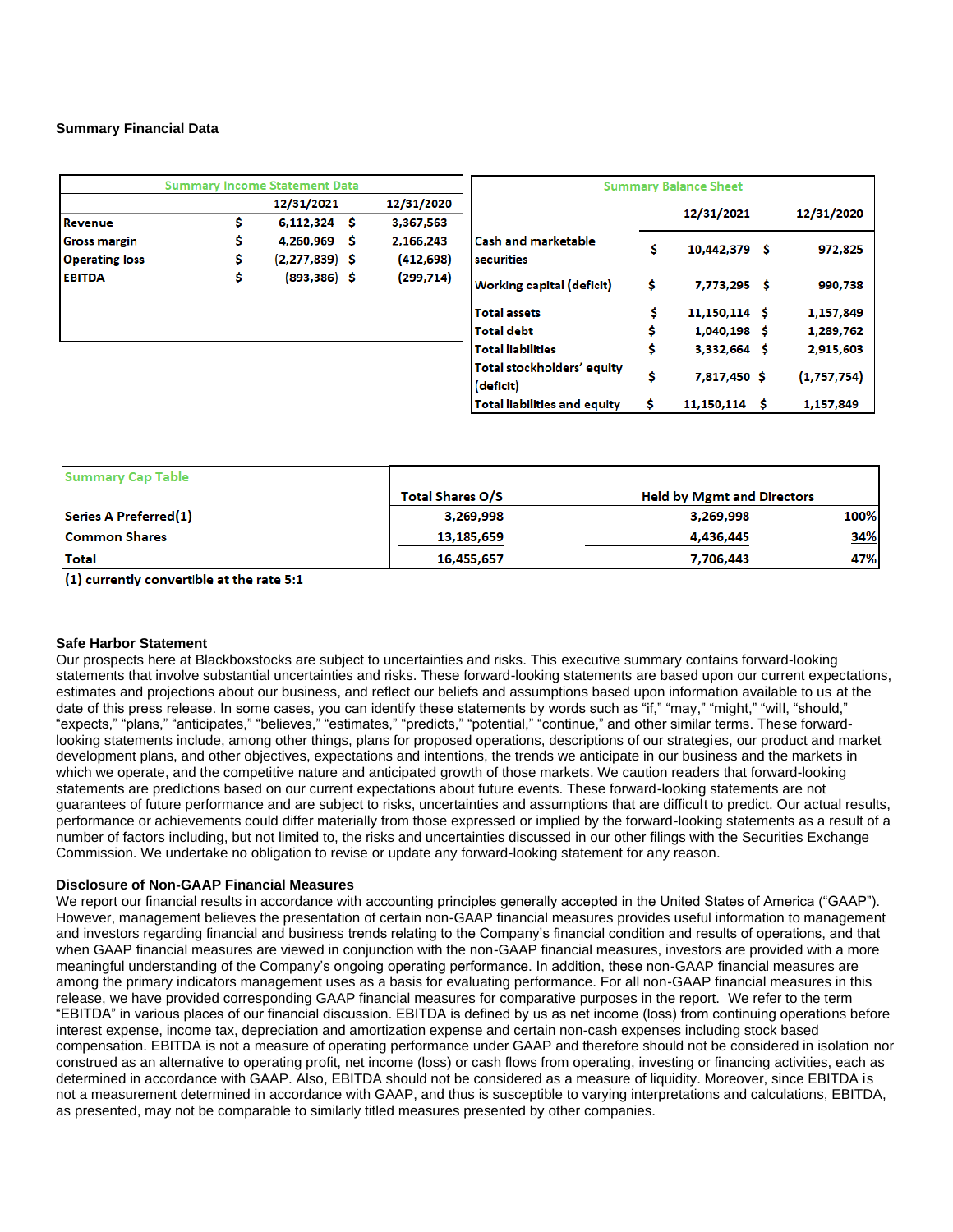**Summary Financial Data**

| Summary Income Statement Data | 12/31/2021 | 12/31/2020 |
|---|---|---|
| Revenue | $ 6,112,324 | $ 3,367,563 |
| Gross margin | $ 4,260,969 | $ 2,166,243 |
| Operating loss | $ (2,277,839) | $ (412,698) |
| EBITDA | $ (893,386) | $ (299,714) |

| Summary Balance Sheet | 12/31/2021 | 12/31/2020 |
|---|---|---|
| Cash and marketable securities | $ 10,442,379 | $ 972,825 |
| Working capital (deficit) | $ 7,773,295 | $ 990,738 |
| Total assets | $ 11,150,114 | $ 1,157,849 |
| Total debt | $ 1,040,198 | $ 1,289,762 |
| Total liabilities | $ 3,332,664 | $ 2,915,603 |
| Total stockholders' equity (deficit) | $ 7,817,450 | $ (1,757,754) |
| Total liabilities and equity | $ 11,150,114 | $ 1,157,849 |

| Summary Cap Table | Total Shares O/S | Held by Mgmt and Directors | |
|---|---|---|---|
| Series A Preferred(1) | 3,269,998 | 3,269,998 | 100% |
| Common Shares | 13,185,659 | 4,436,445 | 34% |
| Total | 16,455,657 | 7,706,443 | 47% |

(1) currently convertible at the rate 5:1

**Safe Harbor Statement**

Our prospects here at Blackboxstocks are subject to uncertainties and risks. This executive summary contains forward-looking statements that involve substantial uncertainties and risks. These forward-looking statements are based upon our current expectations, estimates and projections about our business, and reflect our beliefs and assumptions based upon information available to us at the date of this press release. In some cases, you can identify these statements by words such as "if," "may," "might," "will, "should," "expects," "plans," "anticipates," "believes," "estimates," "predicts," "potential," "continue," and other similar terms. These forward-looking statements include, among other things, plans for proposed operations, descriptions of our strategies, our product and market development plans, and other objectives, expectations and intentions, the trends we anticipate in our business and the markets in which we operate, and the competitive nature and anticipated growth of those markets. We caution readers that forward-looking statements are predictions based on our current expectations about future events. These forward-looking statements are not guarantees of future performance and are subject to risks, uncertainties and assumptions that are difficult to predict. Our actual results, performance or achievements could differ materially from those expressed or implied by the forward-looking statements as a result of a number of factors including, but not limited to, the risks and uncertainties discussed in our other filings with the Securities Exchange Commission. We undertake no obligation to revise or update any forward-looking statement for any reason.

**Disclosure of Non-GAAP Financial Measures**

We report our financial results in accordance with accounting principles generally accepted in the United States of America ("GAAP"). However, management believes the presentation of certain non-GAAP financial measures provides useful information to management and investors regarding financial and business trends relating to the Company's financial condition and results of operations, and that when GAAP financial measures are viewed in conjunction with the non-GAAP financial measures, investors are provided with a more meaningful understanding of the Company's ongoing operating performance. In addition, these non-GAAP financial measures are among the primary indicators management uses as a basis for evaluating performance. For all non-GAAP financial measures in this release, we have provided corresponding GAAP financial measures for comparative purposes in the report. We refer to the term "EBITDA" in various places of our financial discussion. EBITDA is defined by us as net income (loss) from continuing operations before interest expense, income tax, depreciation and amortization expense and certain non-cash expenses including stock based compensation. EBITDA is not a measure of operating performance under GAAP and therefore should not be considered in isolation nor construed as an alternative to operating profit, net income (loss) or cash flows from operating, investing or financing activities, each as determined in accordance with GAAP. Also, EBITDA should not be considered as a measure of liquidity. Moreover, since EBITDA is not a measurement determined in accordance with GAAP, and thus is susceptible to varying interpretations and calculations, EBITDA, as presented, may not be comparable to similarly titled measures presented by other companies.